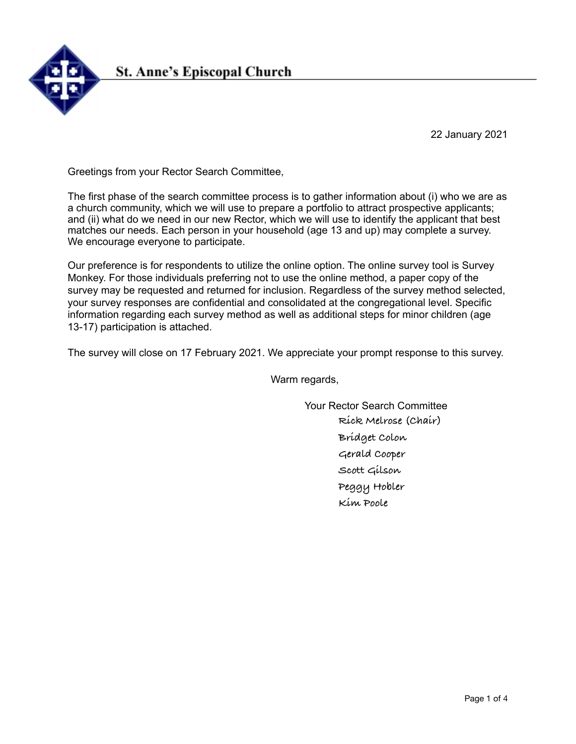# St. Anne's Episcopal Church

22 January 2021

Greetings from your Rector Search Committee,

The first phase of the search committee process is to gather information about (i) who we are as a church community, which we will use to prepare a portfolio to attract prospective applicants; and (ii) what do we need in our new Rector, which we will use to identify the applicant that best matches our needs. Each person in your household (age 13 and up) may complete a survey. We encourage everyone to participate.

Our preference is for respondents to utilize the online option. The online survey tool is Survey Monkey. For those individuals preferring not to use the online method, a paper copy of the survey may be requested and returned for inclusion. Regardless of the survey method selected, your survey responses are confidential and consolidated at the congregational level. Specific information regarding each survey method as well as additional steps for minor children (age 13-17) participation is attached.

The survey will close on 17 February 2021. We appreciate your prompt response to this survey.

Warm regards,

Your Rector Search Committee
Rick Melrose (Chair)
Bridget Colon
Gerald Cooper
Scott Gilson
Peggy Hobler
Kim Poole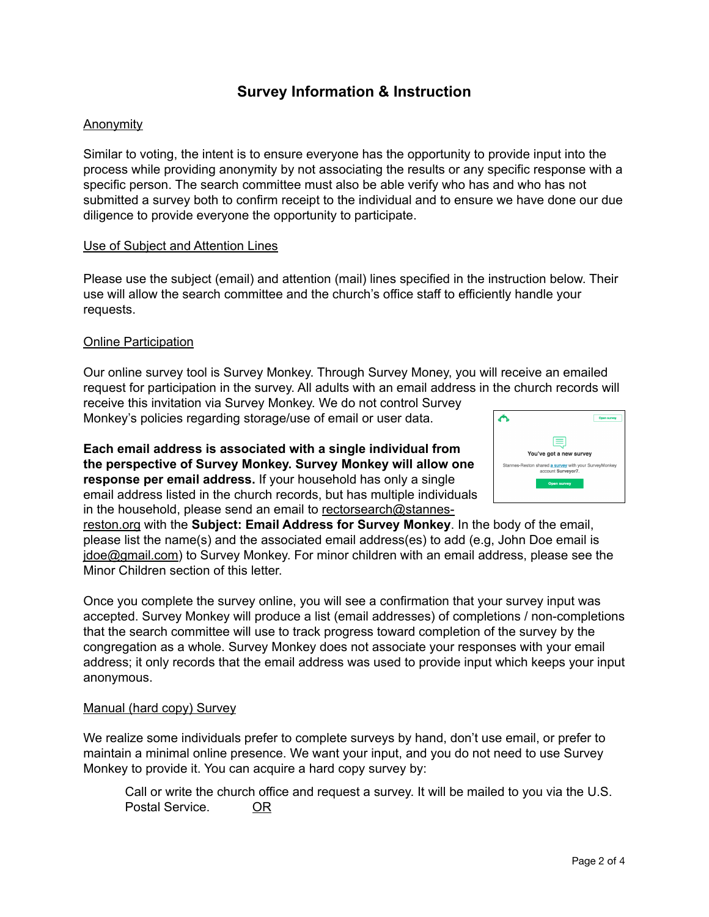## Survey Information & Instruction

### Anonymity

Similar to voting, the intent is to ensure everyone has the opportunity to provide input into the process while providing anonymity by not associating the results or any specific response with a specific person. The search committee must also be able verify who has and who has not submitted a survey both to confirm receipt to the individual and to ensure we have done our due diligence to provide everyone the opportunity to participate.

### Use of Subject and Attention Lines

Please use the subject (email) and attention (mail) lines specified in the instruction below. Their use will allow the search committee and the church's office staff to efficiently handle your requests.

### Online Participation

Our online survey tool is Survey Monkey. Through Survey Money, you will receive an emailed request for participation in the survey. All adults with an email address in the church records will receive this invitation via Survey Monkey. We do not control Survey Monkey's policies regarding storage/use of email or user data.

**Each email address is associated with a single individual from the perspective of Survey Monkey. Survey Monkey will allow one response per email address.** If your household has only a single email address listed in the church records, but has multiple individuals in the household, please send an email to rectorsearch@stannes-reston.org with the **Subject: Email Address for Survey Monkey**. In the body of the email, please list the name(s) and the associated email address(es) to add (e.g, John Doe email is jdoe@gmail.com) to Survey Monkey. For minor children with an email address, please see the Minor Children section of this letter.

Once you complete the survey online, you will see a confirmation that your survey input was accepted. Survey Monkey will produce a list (email addresses) of completions / non-completions that the search committee will use to track progress toward completion of the survey by the congregation as a whole. Survey Monkey does not associate your responses with your email address; it only records that the email address was used to provide input which keeps your input anonymous.

### Manual (hard copy) Survey

We realize some individuals prefer to complete surveys by hand, don't use email, or prefer to maintain a minimal online presence. We want your input, and you do not need to use Survey Monkey to provide it. You can acquire a hard copy survey by:

> Call or write the church office and request a survey. It will be mailed to you via the U.S. Postal Service. OR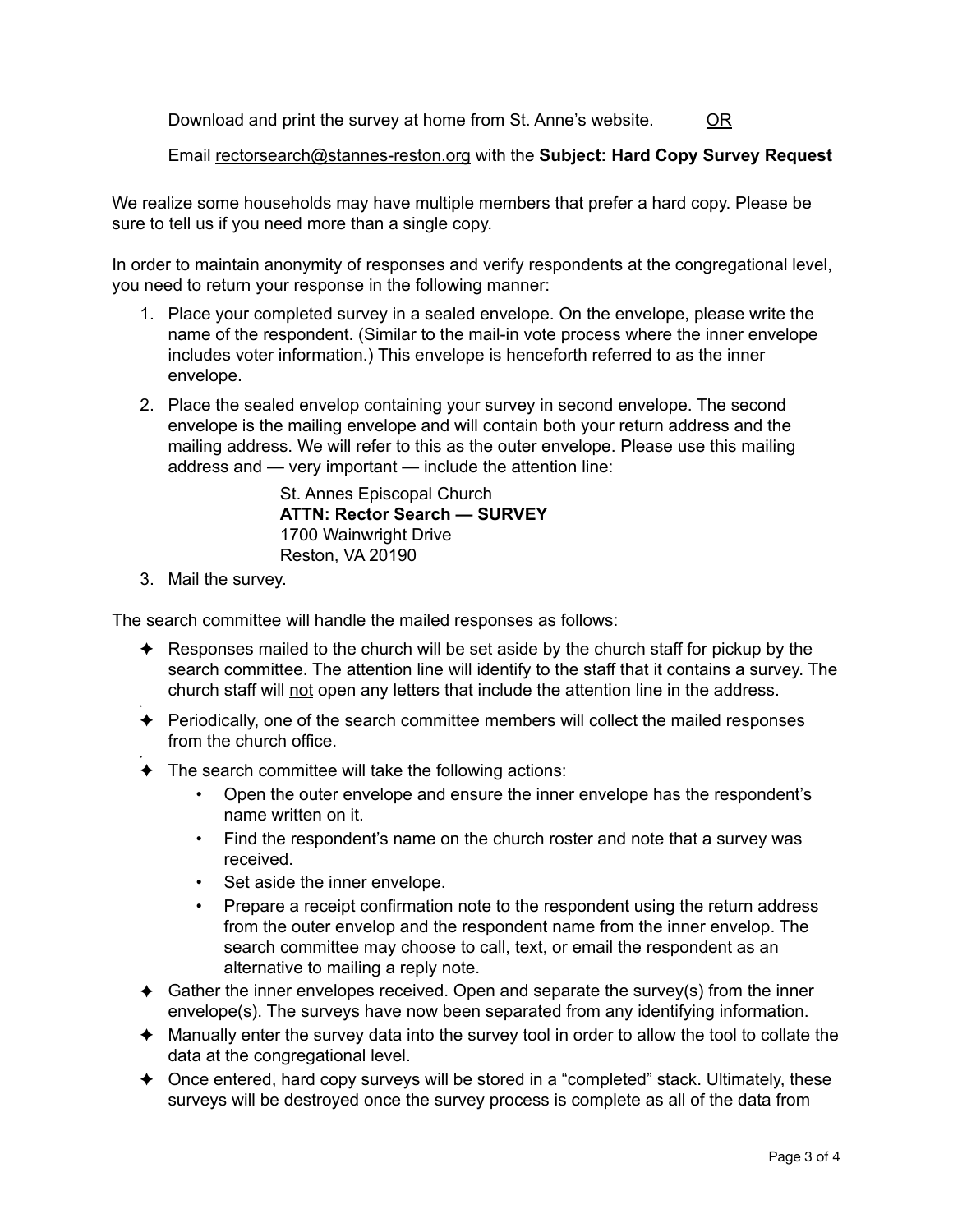Download and print the survey at home from St. Anne's website. <u>OR</u>

Email <u>rectorsearch@stannes-reston.org</u> with the **Subject: Hard Copy Survey Request**

We realize some households may have multiple members that prefer a hard copy. Please be sure to tell us if you need more than a single copy.

In order to maintain anonymity of responses and verify respondents at the congregational level, you need to return your response in the following manner:

1. Place your completed survey in a sealed envelope. On the envelope, please write the name of the respondent. (Similar to the mail-in vote process where the inner envelope includes voter information.) This envelope is henceforth referred to as the inner envelope.
2. Place the sealed envelop containing your survey in second envelope. The second envelope is the mailing envelope and will contain both your return address and the mailing address. We will refer to this as the outer envelope. Please use this mailing address and — very important — include the attention line:

   St. Annes Episcopal Church
   **ATTN: Rector Search — SURVEY**
   1700 Wainwright Drive
   Reston, VA 20190

3. Mail the survey.

The search committee will handle the mailed responses as follows:

- Responses mailed to the church will be set aside by the church staff for pickup by the search committee. The attention line will identify to the staff that it contains a survey. The church staff will <u>not</u> open any letters that include the attention line in the address.
- Periodically, one of the search committee members will collect the mailed responses from the church office.
- The search committee will take the following actions:
  - Open the outer envelope and ensure the inner envelope has the respondent's name written on it.
  - Find the respondent's name on the church roster and note that a survey was received.
  - Set aside the inner envelope.
  - Prepare a receipt confirmation note to the respondent using the return address from the outer envelop and the respondent name from the inner envelop. The search committee may choose to call, text, or email the respondent as an alternative to mailing a reply note.
- Gather the inner envelopes received. Open and separate the survey(s) from the inner envelope(s). The surveys have now been separated from any identifying information.
- Manually enter the survey data into the survey tool in order to allow the tool to collate the data at the congregational level.
- Once entered, hard copy surveys will be stored in a "completed" stack. Ultimately, these surveys will be destroyed once the survey process is complete as all of the data from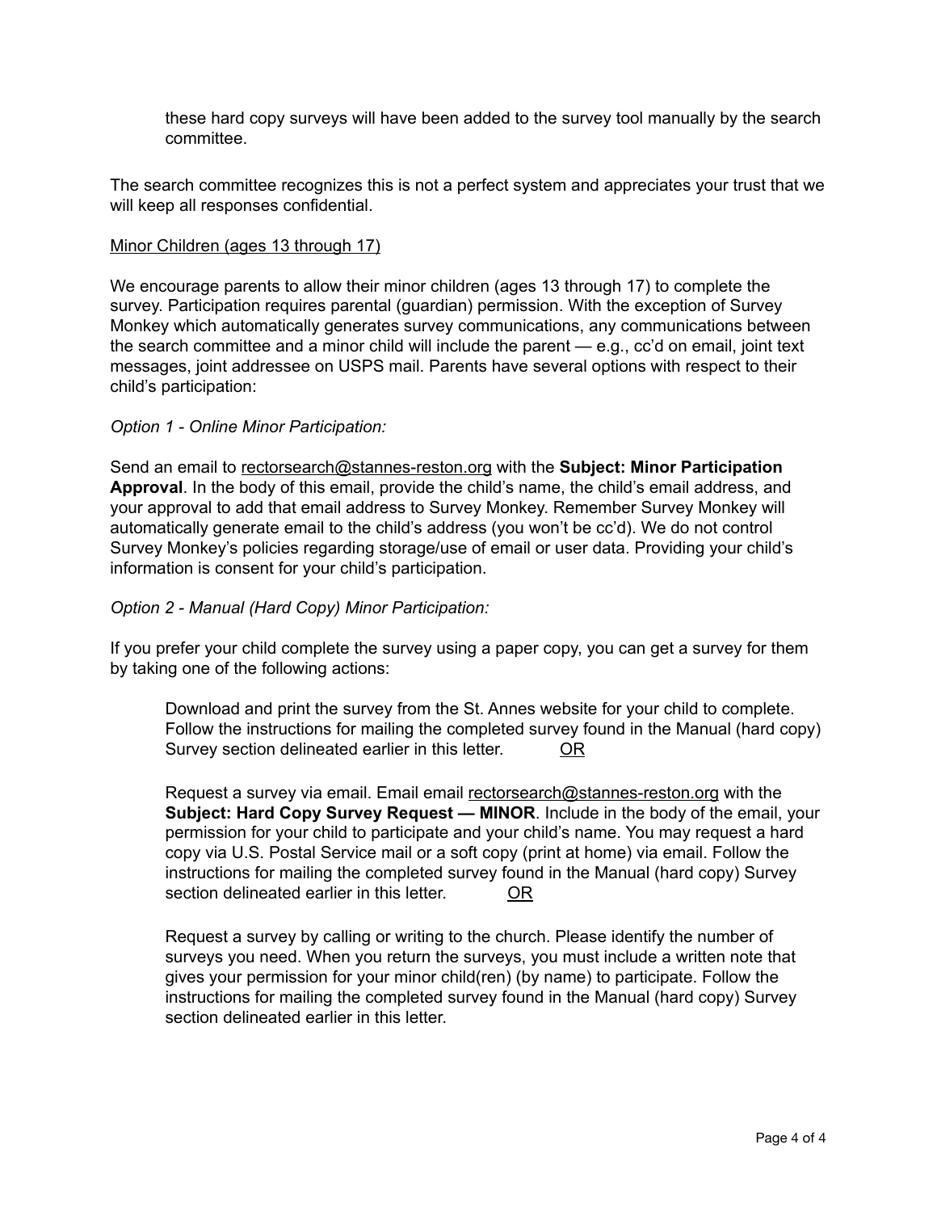these hard copy surveys will have been added to the survey tool manually by the search committee.

The search committee recognizes this is not a perfect system and appreciates your trust that we will keep all responses confidential.

Minor Children (ages 13 through 17)

We encourage parents to allow their minor children (ages 13 through 17) to complete the survey. Participation requires parental (guardian) permission. With the exception of Survey Monkey which automatically generates survey communications, any communications between the search committee and a minor child will include the parent — e.g., cc'd on email, joint text messages, joint addressee on USPS mail. Parents have several options with respect to their child's participation:

*Option 1 - Online Minor Participation:*

Send an email to rectorsearch@stannes-reston.org with the **Subject: Minor Participation Approval**. In the body of this email, provide the child's name, the child's email address, and your approval to add that email address to Survey Monkey. Remember Survey Monkey will automatically generate email to the child's address (you won't be cc'd). We do not control Survey Monkey's policies regarding storage/use of email or user data. Providing your child's information is consent for your child's participation.

*Option 2 - Manual (Hard Copy) Minor Participation:*

If you prefer your child complete the survey using a paper copy, you can get a survey for them by taking one of the following actions:

> Download and print the survey from the St. Annes website for your child to complete. Follow the instructions for mailing the completed survey found in the Manual (hard copy) Survey section delineated earlier in this letter. OR
>
> Request a survey via email. Email email rectorsearch@stannes-reston.org with the **Subject: Hard Copy Survey Request — MINOR**. Include in the body of the email, your permission for your child to participate and your child's name. You may request a hard copy via U.S. Postal Service mail or a soft copy (print at home) via email. Follow the instructions for mailing the completed survey found in the Manual (hard copy) Survey section delineated earlier in this letter. OR
>
> Request a survey by calling or writing to the church. Please identify the number of surveys you need. When you return the surveys, you must include a written note that gives your permission for your minor child(ren) (by name) to participate. Follow the instructions for mailing the completed survey found in the Manual (hard copy) Survey section delineated earlier in this letter.